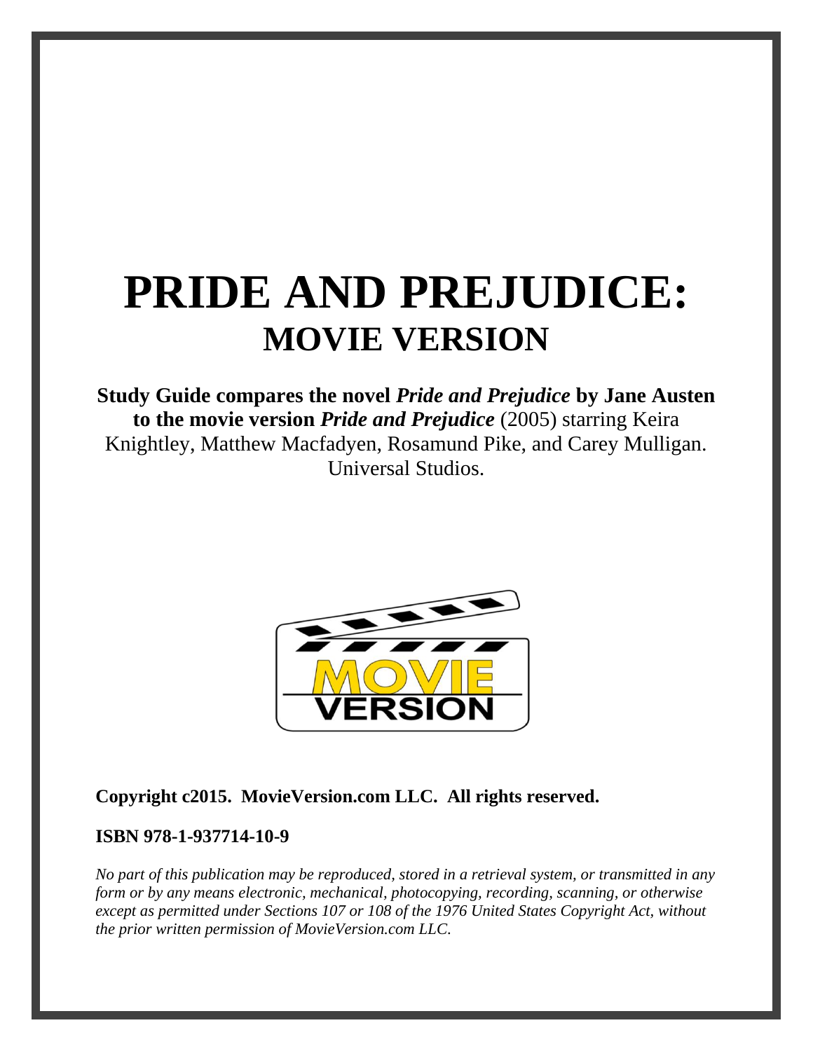# PRIDE AND PREJUDICE:
## MOVIE VERSION

**Study Guide compares the novel *Pride and Prejudice* by Jane Austen to the movie version *Pride and Prejudice*** (2005) starring Keira Knightley, Matthew Macfadyen, Rosamund Pike, and Carey Mulligan. Universal Studios.

**Copyright c2015. MovieVersion.com LLC. All rights reserved.**

**ISBN 978-1-937714-10-9**

*No part of this publication may be reproduced, stored in a retrieval system, or transmitted in any form or by any means electronic, mechanical, photocopying, recording, scanning, or otherwise except as permitted under Sections 107 or 108 of the 1976 United States Copyright Act, without the prior written permission of MovieVersion.com LLC.*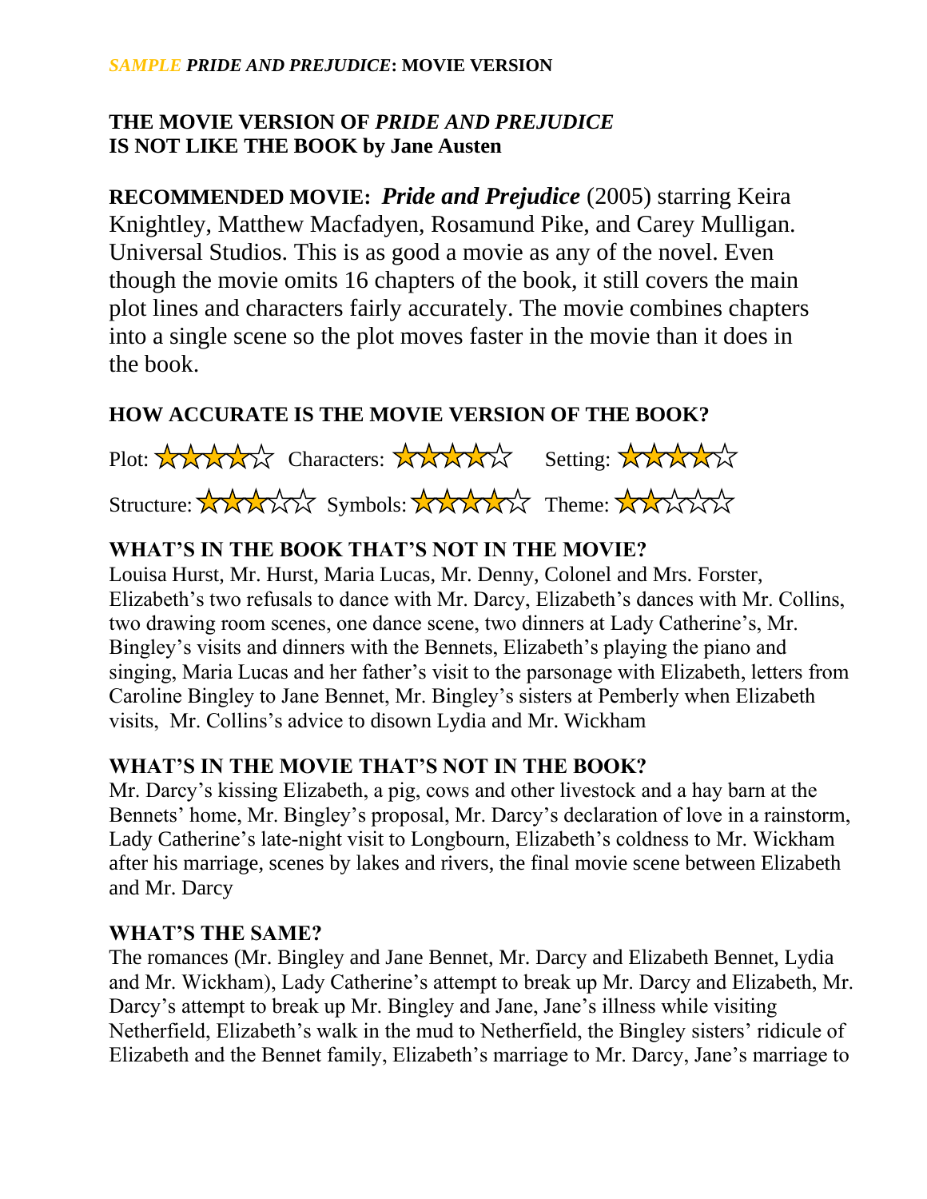*SAMPLE* ***PRIDE AND PREJUDICE*****: MOVIE VERSION**

**THE MOVIE VERSION OF *PRIDE AND PREJUDICE***
**IS NOT LIKE THE BOOK by Jane Austen**

**RECOMMENDED MOVIE:** ***Pride and Prejudice*** (2005) starring Keira Knightley, Matthew Macfadyen, Rosamund Pike, and Carey Mulligan. Universal Studios. This is as good a movie as any of the novel. Even though the movie omits 16 chapters of the book, it still covers the main plot lines and characters fairly accurately. The movie combines chapters into a single scene so the plot moves faster in the movie than it does in the book.

**HOW ACCURATE IS THE MOVIE VERSION OF THE BOOK?**

Plot: ★★★★☆ Characters: ★★★★☆ Setting: ★★★★☆

Structure: ★★★☆☆ Symbols: ★★★★☆ Theme: ★★☆☆☆

**WHAT'S IN THE BOOK THAT'S NOT IN THE MOVIE?**

Louisa Hurst, Mr. Hurst, Maria Lucas, Mr. Denny, Colonel and Mrs. Forster, Elizabeth's two refusals to dance with Mr. Darcy, Elizabeth's dances with Mr. Collins, two drawing room scenes, one dance scene, two dinners at Lady Catherine's, Mr. Bingley's visits and dinners with the Bennets, Elizabeth's playing the piano and singing, Maria Lucas and her father's visit to the parsonage with Elizabeth, letters from Caroline Bingley to Jane Bennet, Mr. Bingley's sisters at Pemberly when Elizabeth visits, Mr. Collins's advice to disown Lydia and Mr. Wickham

**WHAT'S IN THE MOVIE THAT'S NOT IN THE BOOK?**

Mr. Darcy's kissing Elizabeth, a pig, cows and other livestock and a hay barn at the Bennets' home, Mr. Bingley's proposal, Mr. Darcy's declaration of love in a rainstorm, Lady Catherine's late-night visit to Longbourn, Elizabeth's coldness to Mr. Wickham after his marriage, scenes by lakes and rivers, the final movie scene between Elizabeth and Mr. Darcy

**WHAT'S THE SAME?**

The romances (Mr. Bingley and Jane Bennet, Mr. Darcy and Elizabeth Bennet, Lydia and Mr. Wickham), Lady Catherine's attempt to break up Mr. Darcy and Elizabeth, Mr. Darcy's attempt to break up Mr. Bingley and Jane, Jane's illness while visiting Netherfield, Elizabeth's walk in the mud to Netherfield, the Bingley sisters' ridicule of Elizabeth and the Bennet family, Elizabeth's marriage to Mr. Darcy, Jane's marriage to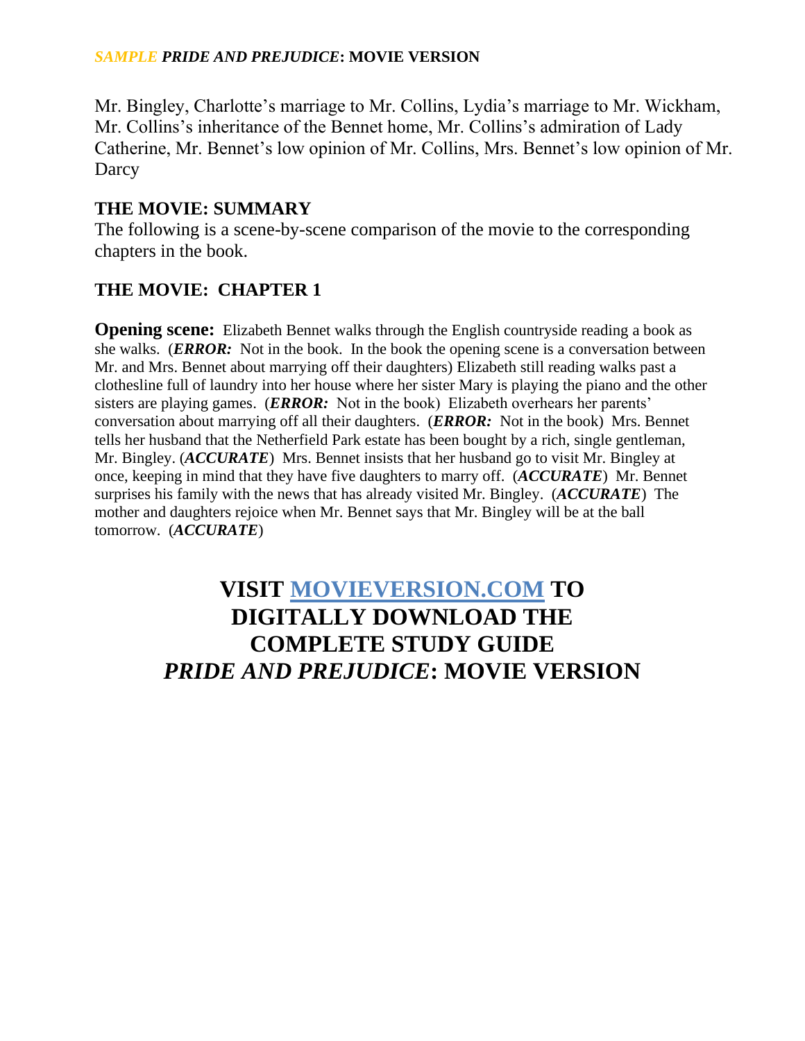Mr. Bingley, Charlotte's marriage to Mr. Collins, Lydia's marriage to Mr. Wickham, Mr. Collins's inheritance of the Bennet home, Mr. Collins's admiration of Lady Catherine, Mr. Bennet's low opinion of Mr. Collins, Mrs. Bennet's low opinion of Mr. Darcy

## THE MOVIE: SUMMARY

The following is a scene-by-scene comparison of the movie to the corresponding chapters in the book.

## THE MOVIE: CHAPTER 1

**Opening scene:** Elizabeth Bennet walks through the English countryside reading a book as she walks. (***ERROR:*** Not in the book. In the book the opening scene is a conversation between Mr. and Mrs. Bennet about marrying off their daughters) Elizabeth still reading walks past a clothesline full of laundry into her house where her sister Mary is playing the piano and the other sisters are playing games. (***ERROR:*** Not in the book) Elizabeth overhears her parents' conversation about marrying off all their daughters. (***ERROR:*** Not in the book) Mrs. Bennet tells her husband that the Netherfield Park estate has been bought by a rich, single gentleman, Mr. Bingley. (***ACCURATE***) Mrs. Bennet insists that her husband go to visit Mr. Bingley at once, keeping in mind that they have five daughters to marry off. (***ACCURATE***) Mr. Bennet surprises his family with the news that has already visited Mr. Bingley. (***ACCURATE***) The mother and daughters rejoice when Mr. Bennet says that Mr. Bingley will be at the ball tomorrow. (***ACCURATE***)

## VISIT MOVIEVERSION.COM TO DIGITALLY DOWNLOAD THE COMPLETE STUDY GUIDE *PRIDE AND PREJUDICE*: MOVIE VERSION